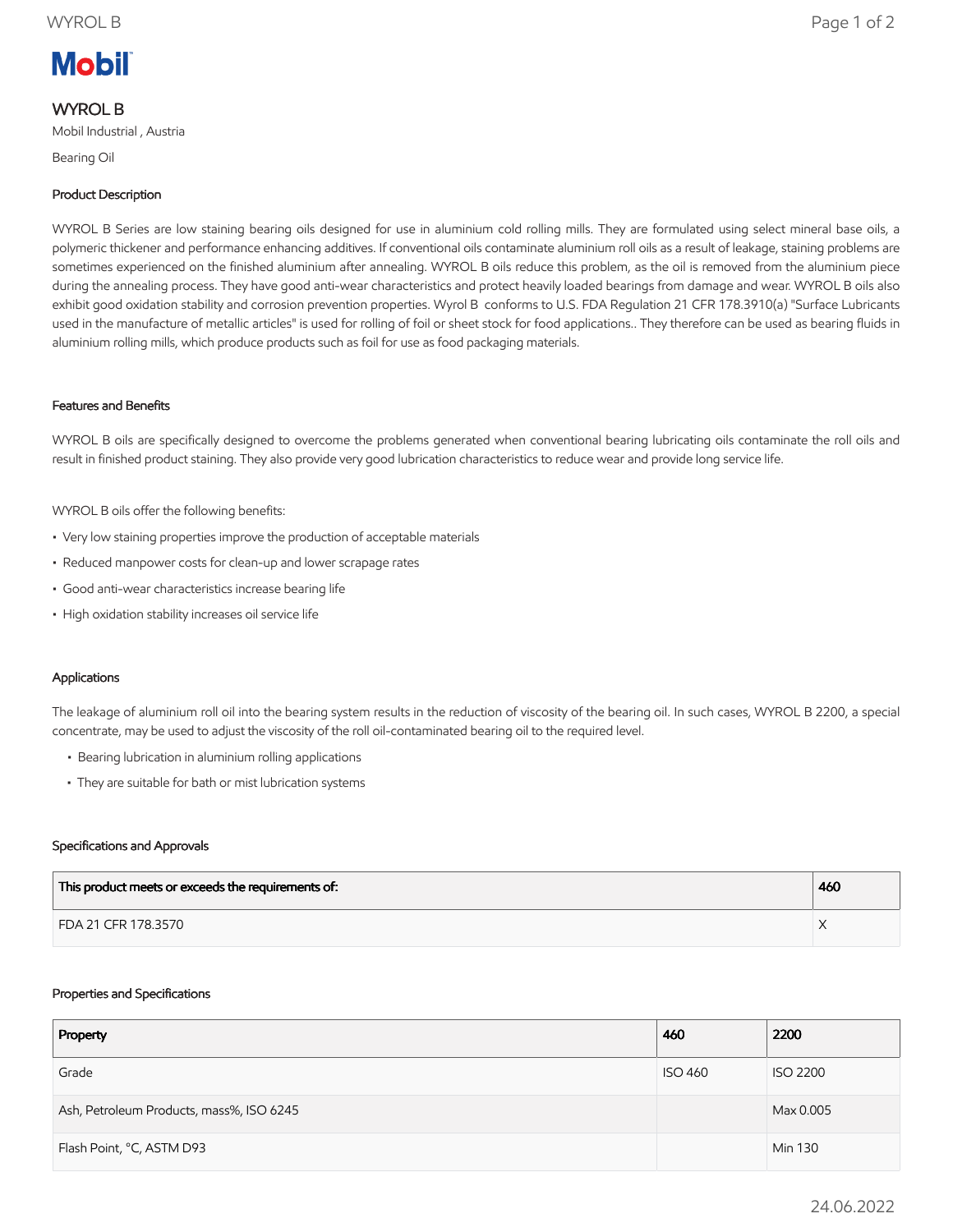Mobil

# WYROL B

Mobil Industrial , Austria

Bearing Oil

## Product Description

WYROL B Series are low staining bearing oils designed for use in aluminium cold rolling mills. They are formulated using select mineral base oils, a polymeric thickener and performance enhancing additives. If conventional oils contaminate aluminium roll oils as a result of leakage, staining problems are sometimes experienced on the finished aluminium after annealing. WYROL B oils reduce this problem, as the oil is removed from the aluminium piece during the annealing process. They have good anti-wear characteristics and protect heavily loaded bearings from damage and wear. WYROL B oils also exhibit good oxidation stability and corrosion prevention properties. Wyrol B conforms to U.S. FDA Regulation 21 CFR 178.3910(a) "Surface Lubricants used in the manufacture of metallic articles" is used for rolling of foil or sheet stock for food applications.. They therefore can be used as bearing fluids in aluminium rolling mills, which produce products such as foil for use as food packaging materials.

## Features and Benefits

WYROL B oils are specifically designed to overcome the problems generated when conventional bearing lubricating oils contaminate the roll oils and result in finished product staining. They also provide very good lubrication characteristics to reduce wear and provide long service life.

WYROL B oils offer the following benefits:

- Very low staining properties improve the production of acceptable materials
- Reduced manpower costs for clean-up and lower scrapage rates
- Good anti-wear characteristics increase bearing life
- High oxidation stability increases oil service life

## Applications

The leakage of aluminium roll oil into the bearing system results in the reduction of viscosity of the bearing oil. In such cases, WYROL B 2200, a special concentrate, may be used to adjust the viscosity of the roll oil-contaminated bearing oil to the required level.

- Bearing lubrication in aluminium rolling applications
- They are suitable for bath or mist lubrication systems

## Specifications and Approvals

| This product meets or exceeds the requirements of: | 460 |
|---|---|
| FDA 21 CFR 178.3570 | X |

## Properties and Specifications

| Property | 460 | 2200 |
|---|---|---|
| Grade | ISO 460 | ISO 2200 |
| Ash, Petroleum Products, mass%, ISO 6245 | | Max 0.005 |
| Flash Point, °C, ASTM D93 | | Min 130 |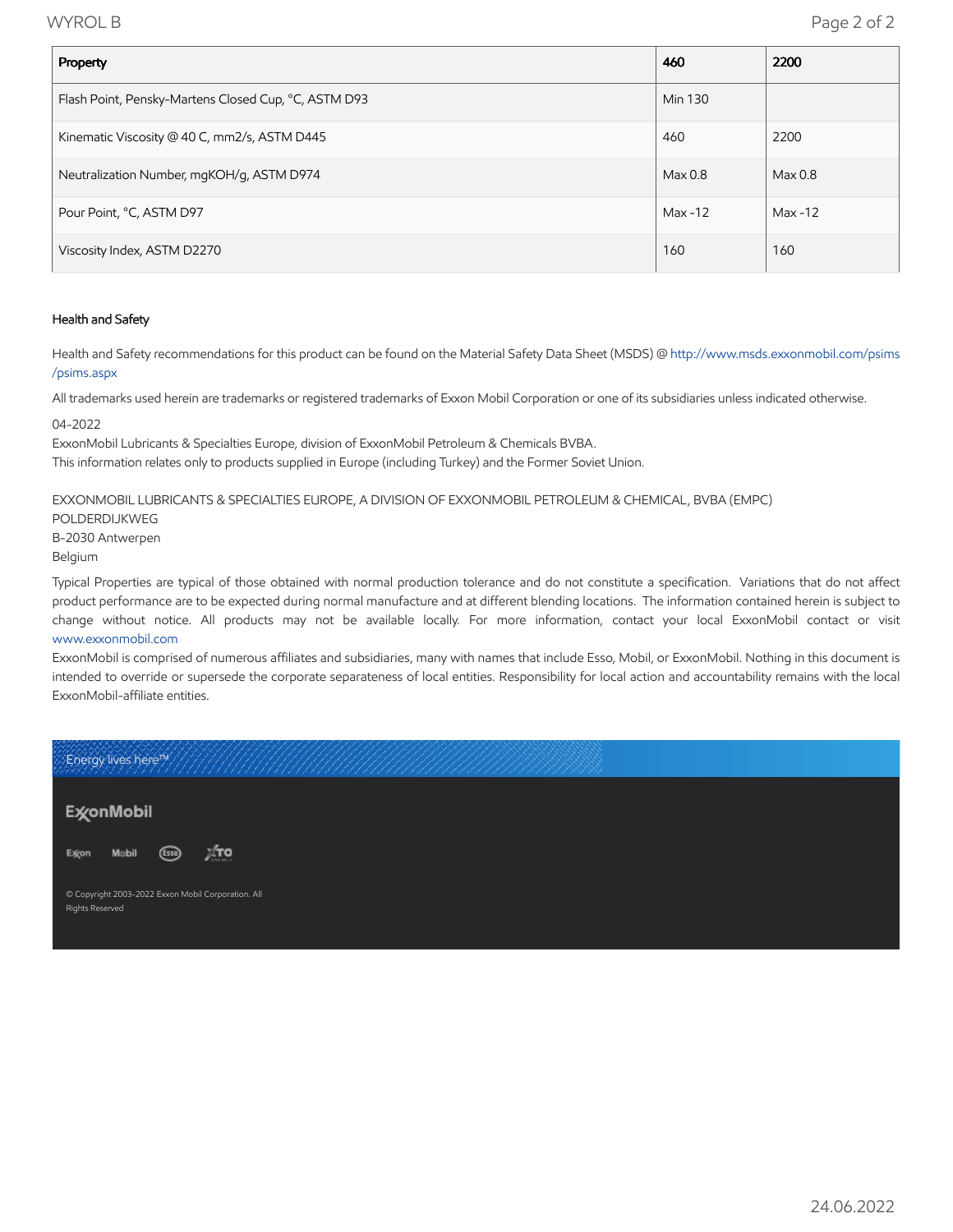| Property | 460 | 2200 |
|---|---|---|
| Flash Point, Pensky-Martens Closed Cup, °C, ASTM D93 | Min 130 | |
| Kinematic Viscosity @ 40 C, mm2/s, ASTM D445 | 460 | 2200 |
| Neutralization Number, mgKOH/g, ASTM D974 | Max 0.8 | Max 0.8 |
| Pour Point, °C, ASTM D97 | Max -12 | Max -12 |
| Viscosity Index, ASTM D2270 | 160 | 160 |

### Health and Safety

Health and Safety recommendations for this product can be found on the Material Safety Data Sheet (MSDS) @ http://www.msds.exxonmobil.com/psims/psims.aspx

All trademarks used herein are trademarks or registered trademarks of Exxon Mobil Corporation or one of its subsidiaries unless indicated otherwise.

04-2022
ExxonMobil Lubricants & Specialties Europe, division of ExxonMobil Petroleum & Chemicals BVBA.
This information relates only to products supplied in Europe (including Turkey) and the Former Soviet Union.

EXXONMOBIL LUBRICANTS & SPECIALTIES EUROPE, A DIVISION OF EXXONMOBIL PETROLEUM & CHEMICAL, BVBA (EMPC)
POLDERDIJKWEG
B-2030 Antwerpen
Belgium

Typical Properties are typical of those obtained with normal production tolerance and do not constitute a specification. Variations that do not affect product performance are to be expected during normal manufacture and at different blending locations. The information contained herein is subject to change without notice. All products may not be available locally. For more information, contact your local ExxonMobil contact or visit www.exxonmobil.com

ExxonMobil is comprised of numerous affiliates and subsidiaries, many with names that include Esso, Mobil, or ExxonMobil. Nothing in this document is intended to override or supersede the corporate separateness of local entities. Responsibility for local action and accountability remains with the local ExxonMobil-affiliate entities.

Energy lives here™

ExxonMobil

Exxon Mobil Esso XTO

© Copyright 2003-2022 Exxon Mobil Corporation. All Rights Reserved

24.06.2022